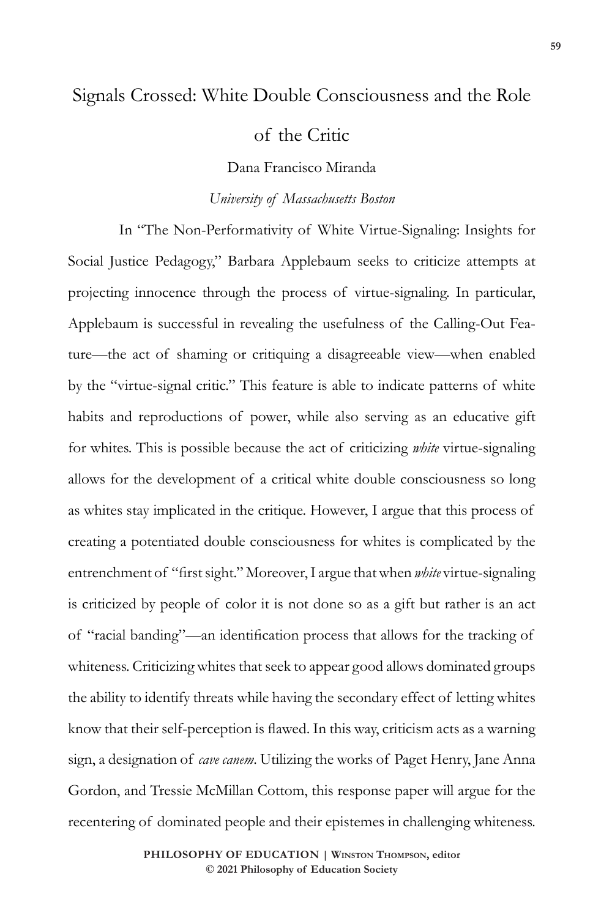# Signals Crossed: White Double Consciousness and the Role of the Critic

Dana Francisco Miranda

*University of Massachusetts Boston*

In "The Non-Performativity of White Virtue-Signaling: Insights for Social Justice Pedagogy," Barbara Applebaum seeks to criticize attempts at projecting innocence through the process of virtue-signaling. In particular, Applebaum is successful in revealing the usefulness of the Calling-Out Feature—the act of shaming or critiquing a disagreeable view—when enabled by the "virtue-signal critic." This feature is able to indicate patterns of white habits and reproductions of power, while also serving as an educative gift for whites. This is possible because the act of criticizing *white* virtue-signaling allows for the development of a critical white double consciousness so long as whites stay implicated in the critique. However, I argue that this process of creating a potentiated double consciousness for whites is complicated by the entrenchment of "first sight." Moreover, I argue that when *white* virtue-signaling is criticized by people of color it is not done so as a gift but rather is an act of "racial banding"—an identification process that allows for the tracking of whiteness. Criticizing whites that seek to appear good allows dominated groups the ability to identify threats while having the secondary effect of letting whites know that their self-perception is flawed. In this way, criticism acts as a warning sign, a designation of *cave canem*. Utilizing the works of Paget Henry, Jane Anna Gordon, and Tressie McMillan Cottom, this response paper will argue for the recentering of dominated people and their epistemes in challenging whiteness.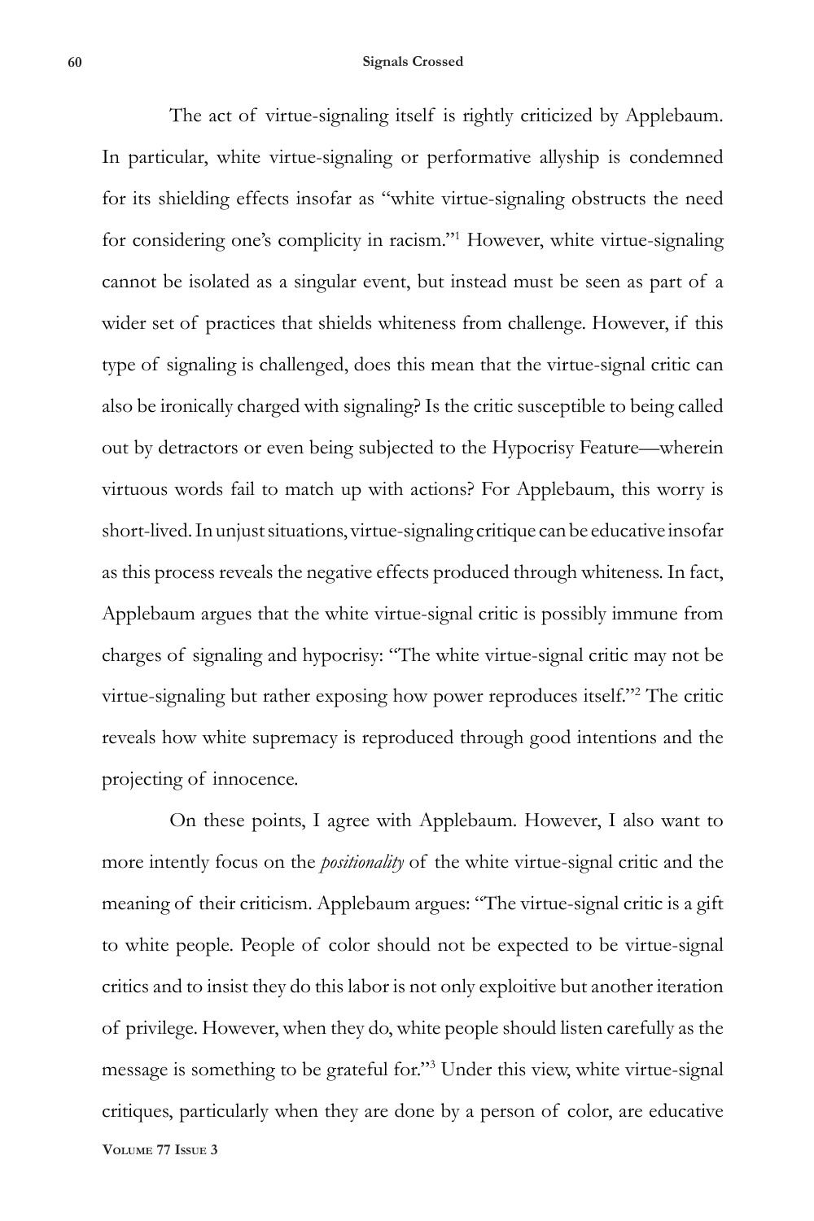The act of virtue-signaling itself is rightly criticized by Applebaum. In particular, white virtue-signaling or performative allyship is condemned for its shielding effects insofar as "white virtue-signaling obstructs the need for considering one's complicity in racism."[1] However, white virtue-signaling cannot be isolated as a singular event, but instead must be seen as part of a wider set of practices that shields whiteness from challenge. However, if this type of signaling is challenged, does this mean that the virtue-signal critic can also be ironically charged with signaling? Is the critic susceptible to being called out by detractors or even being subjected to the Hypocrisy Feature—wherein virtuous words fail to match up with actions? For Applebaum, this worry is short-lived. In unjust situations, virtue-signaling critique can be educative insofar as this process reveals the negative effects produced through whiteness. In fact, Applebaum argues that the white virtue-signal critic is possibly immune from charges of signaling and hypocrisy: "The white virtue-signal critic may not be virtue-signaling but rather exposing how power reproduces itself."[2] The critic reveals how white supremacy is reproduced through good intentions and the projecting of innocence.

On these points, I agree with Applebaum. However, I also want to more intently focus on the *positionality* of the white virtue-signal critic and the meaning of their criticism. Applebaum argues: "The virtue-signal critic is a gift to white people. People of color should not be expected to be virtue-signal critics and to insist they do this labor is not only exploitive but another iteration of privilege. However, when they do, white people should listen carefully as the message is something to be grateful for."[3] Under this view, white virtue-signal critiques, particularly when they are done by a person of color, are educative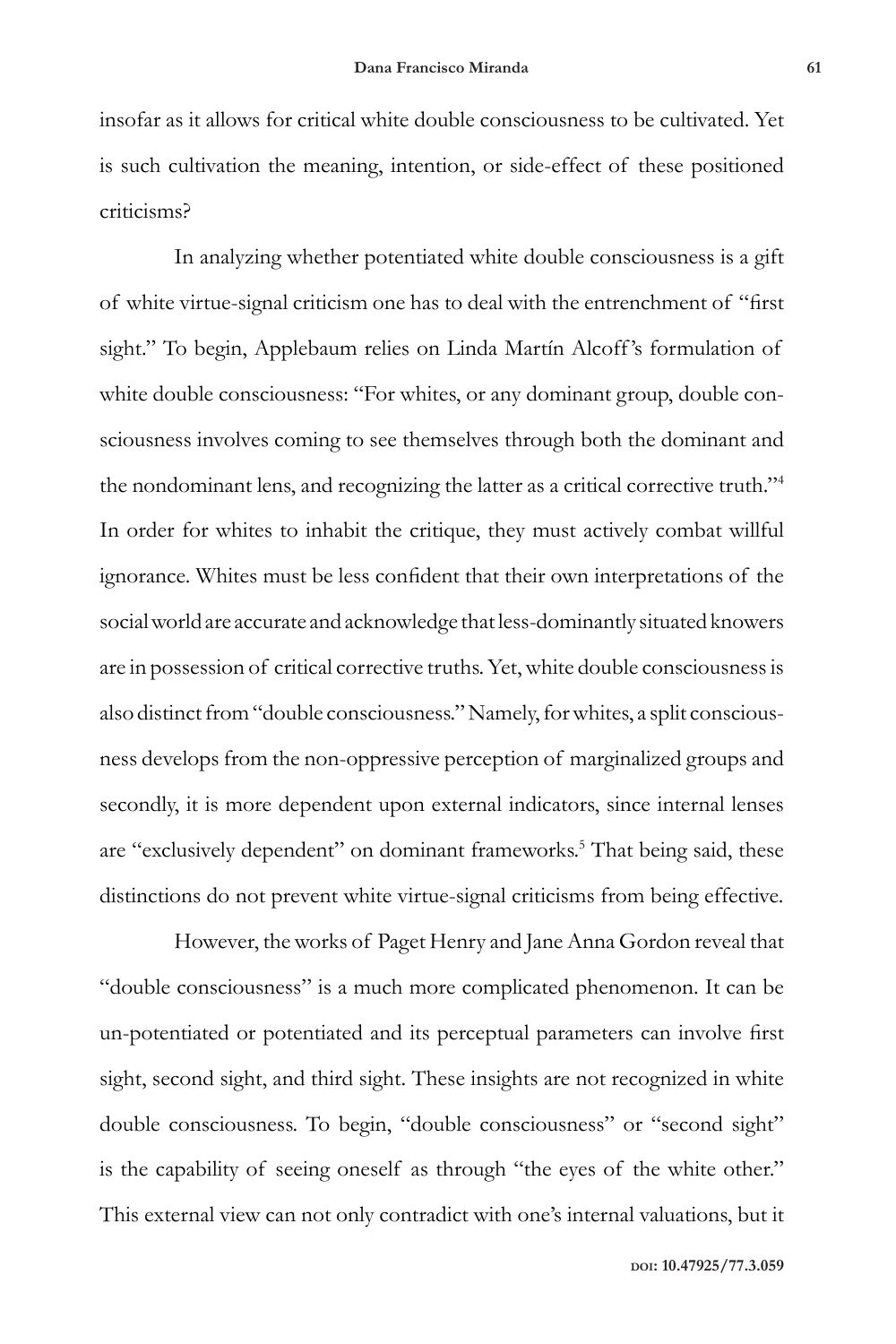insofar as it allows for critical white double consciousness to be cultivated. Yet is such cultivation the meaning, intention, or side-effect of these positioned criticisms?

In analyzing whether potentiated white double consciousness is a gift of white virtue-signal criticism one has to deal with the entrenchment of "first sight." To begin, Applebaum relies on Linda Martín Alcoff's formulation of white double consciousness: "For whites, or any dominant group, double consciousness involves coming to see themselves through both the dominant and the nondominant lens, and recognizing the latter as a critical corrective truth."[4] In order for whites to inhabit the critique, they must actively combat willful ignorance. Whites must be less confident that their own interpretations of the social world are accurate and acknowledge that less-dominantly situated knowers are in possession of critical corrective truths. Yet, white double consciousness is also distinct from "double consciousness." Namely, for whites, a split consciousness develops from the non-oppressive perception of marginalized groups and secondly, it is more dependent upon external indicators, since internal lenses are "exclusively dependent" on dominant frameworks.[5] That being said, these distinctions do not prevent white virtue-signal criticisms from being effective.

However, the works of Paget Henry and Jane Anna Gordon reveal that "double consciousness" is a much more complicated phenomenon. It can be un-potentiated or potentiated and its perceptual parameters can involve first sight, second sight, and third sight. These insights are not recognized in white double consciousness. To begin, "double consciousness" or "second sight" is the capability of seeing oneself as through "the eyes of the white other." This external view can not only contradict with one's internal valuations, but it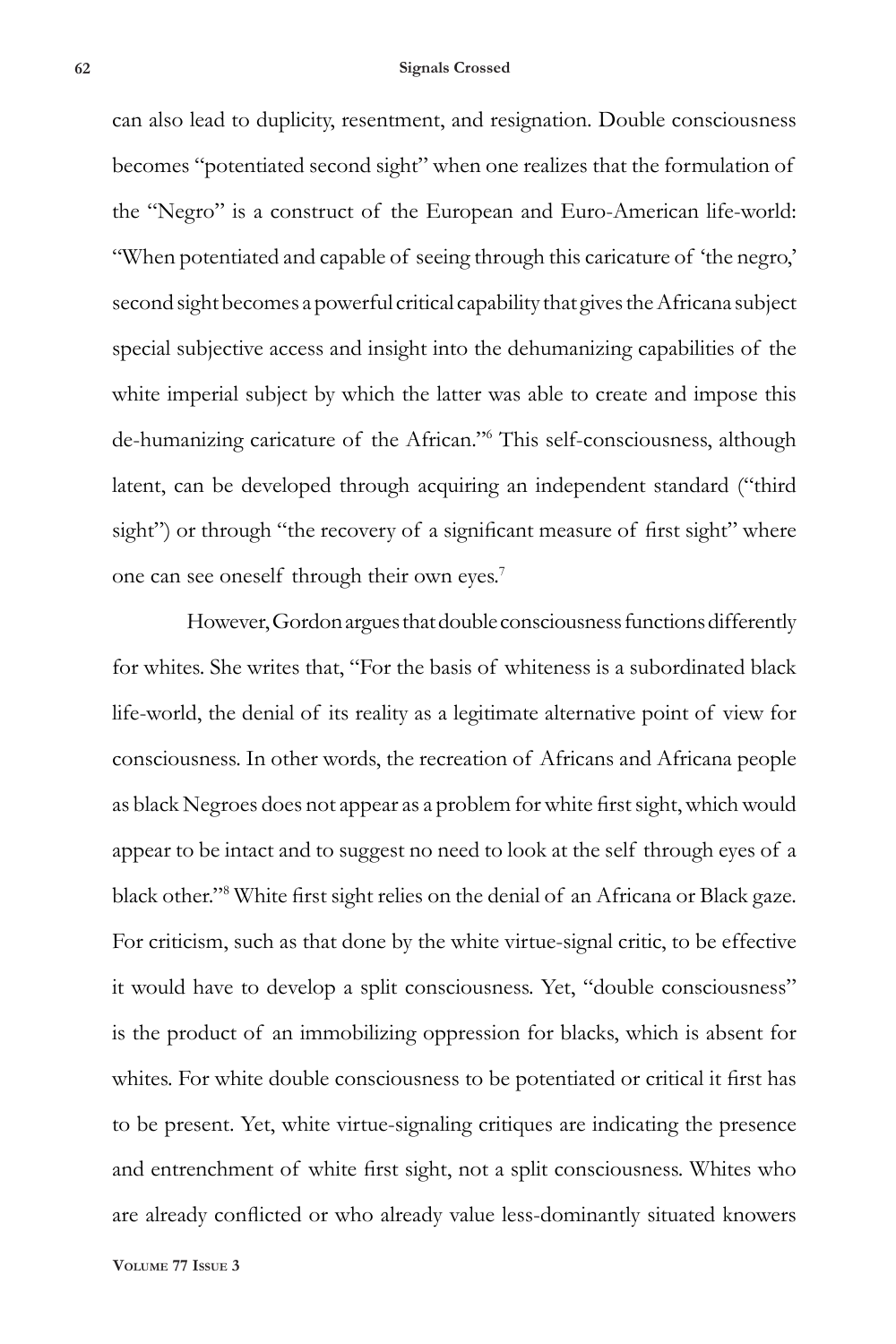can also lead to duplicity, resentment, and resignation. Double consciousness becomes "potentiated second sight" when one realizes that the formulation of the "Negro" is a construct of the European and Euro-American life-world: "When potentiated and capable of seeing through this caricature of 'the negro,' second sight becomes a powerful critical capability that gives the Africana subject special subjective access and insight into the dehumanizing capabilities of the white imperial subject by which the latter was able to create and impose this de-humanizing caricature of the African."[6] This self-consciousness, although latent, can be developed through acquiring an independent standard ("third sight") or through "the recovery of a significant measure of first sight" where one can see oneself through their own eyes.[7]

However, Gordon argues that double consciousness functions differently for whites. She writes that, "For the basis of whiteness is a subordinated black life-world, the denial of its reality as a legitimate alternative point of view for consciousness. In other words, the recreation of Africans and Africana people as black Negroes does not appear as a problem for white first sight, which would appear to be intact and to suggest no need to look at the self through eyes of a black other."[8] White first sight relies on the denial of an Africana or Black gaze. For criticism, such as that done by the white virtue-signal critic, to be effective it would have to develop a split consciousness. Yet, "double consciousness" is the product of an immobilizing oppression for blacks, which is absent for whites. For white double consciousness to be potentiated or critical it first has to be present. Yet, white virtue-signaling critiques are indicating the presence and entrenchment of white first sight, not a split consciousness. Whites who are already conflicted or who already value less-dominantly situated knowers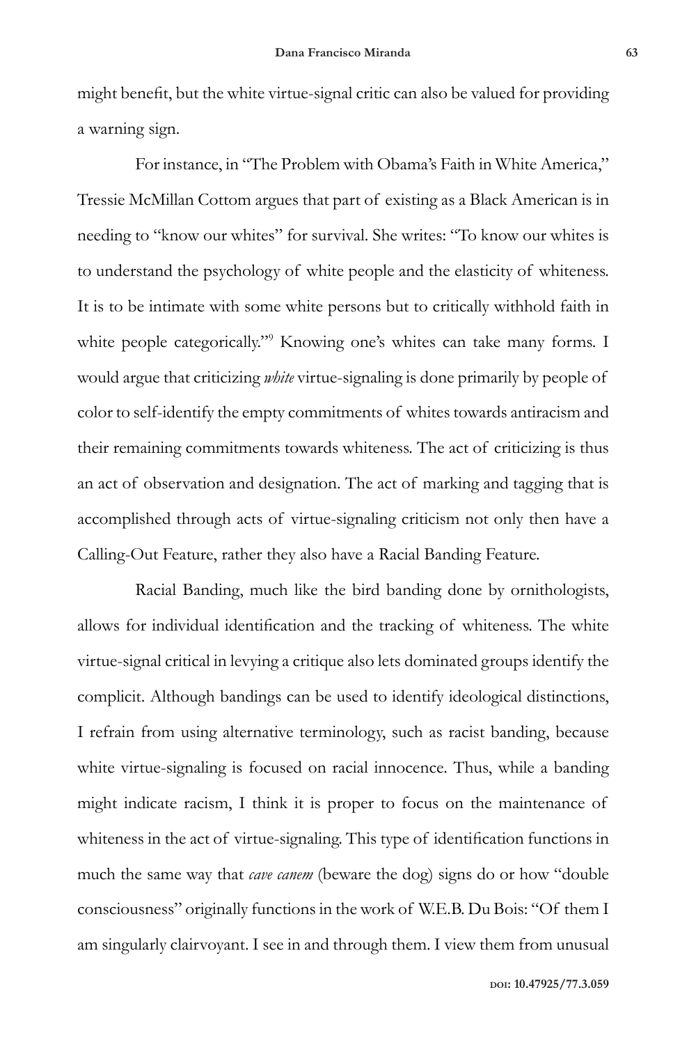might benefit, but the white virtue-signal critic can also be valued for providing a warning sign.

For instance, in "The Problem with Obama's Faith in White America," Tressie McMillan Cottom argues that part of existing as a Black American is in needing to "know our whites" for survival. She writes: "To know our whites is to understand the psychology of white people and the elasticity of whiteness. It is to be intimate with some white persons but to critically withhold faith in white people categorically."[9] Knowing one's whites can take many forms. I would argue that criticizing *white* virtue-signaling is done primarily by people of color to self-identify the empty commitments of whites towards antiracism and their remaining commitments towards whiteness. The act of criticizing is thus an act of observation and designation. The act of marking and tagging that is accomplished through acts of virtue-signaling criticism not only then have a Calling-Out Feature, rather they also have a Racial Banding Feature.

Racial Banding, much like the bird banding done by ornithologists, allows for individual identification and the tracking of whiteness. The white virtue-signal critical in levying a critique also lets dominated groups identify the complicit. Although bandings can be used to identify ideological distinctions, I refrain from using alternative terminology, such as racist banding, because white virtue-signaling is focused on racial innocence. Thus, while a banding might indicate racism, I think it is proper to focus on the maintenance of whiteness in the act of virtue-signaling. This type of identification functions in much the same way that *cave canem* (beware the dog) signs do or how "double consciousness" originally functions in the work of W.E.B. Du Bois: "Of them I am singularly clairvoyant. I see in and through them. I view them from unusual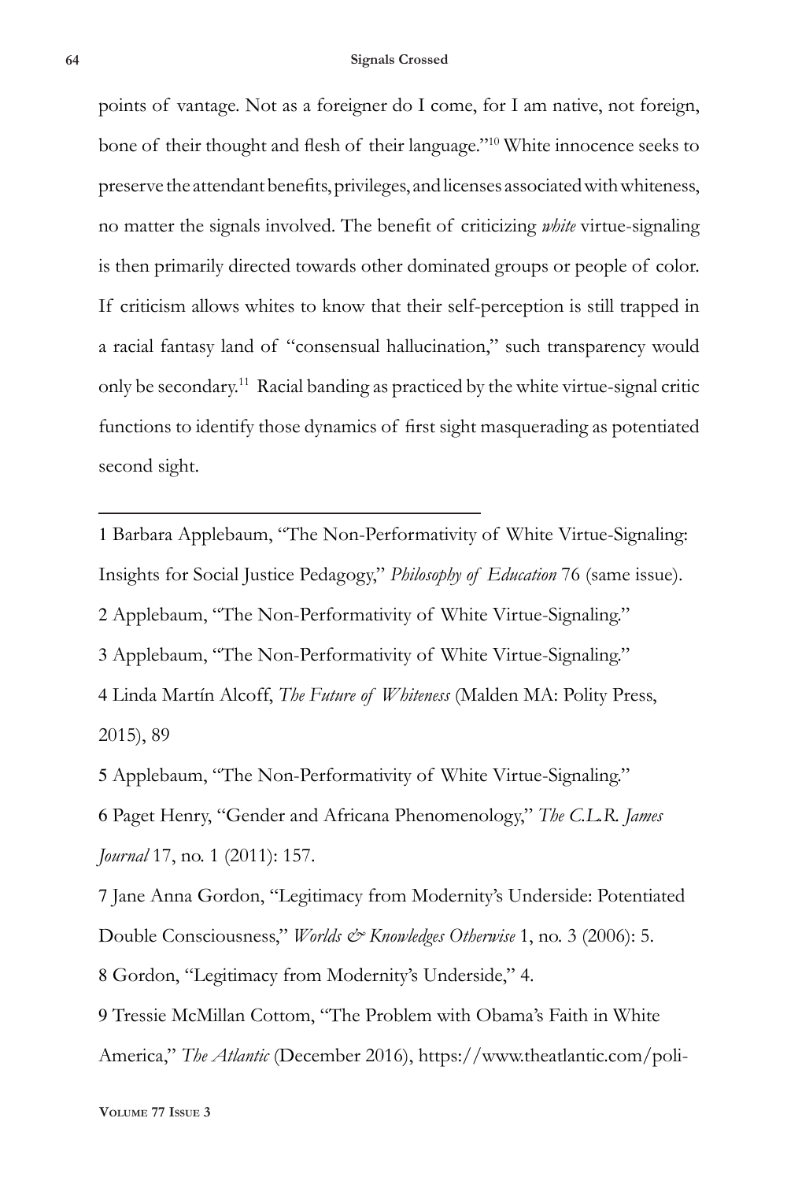points of vantage. Not as a foreigner do I come, for I am native, not foreign, bone of their thought and flesh of their language."[10] White innocence seeks to preserve the attendant benefits, privileges, and licenses associated with whiteness, no matter the signals involved. The benefit of criticizing *white* virtue-signaling is then primarily directed towards other dominated groups or people of color. If criticism allows whites to know that their self-perception is still trapped in a racial fantasy land of "consensual hallucination," such transparency would only be secondary.[11] Racial banding as practiced by the white virtue-signal critic functions to identify those dynamics of first sight masquerading as potentiated second sight.

---

1 Barbara Applebaum, "The Non-Performativity of White Virtue-Signaling: Insights for Social Justice Pedagogy," *Philosophy of Education* 76 (same issue).

2 Applebaum, "The Non-Performativity of White Virtue-Signaling."

3 Applebaum, "The Non-Performativity of White Virtue-Signaling."

4 Linda Martín Alcoff, *The Future of Whiteness* (Malden MA: Polity Press, 2015), 89

5 Applebaum, "The Non-Performativity of White Virtue-Signaling."

6 Paget Henry, "Gender and Africana Phenomenology," *The C.L.R. James Journal* 17, no. 1 (2011): 157.

7 Jane Anna Gordon, "Legitimacy from Modernity's Underside: Potentiated Double Consciousness," *Worlds & Knowledges Otherwise* 1, no. 3 (2006): 5.

8 Gordon, "Legitimacy from Modernity's Underside," 4.

9 Tressie McMillan Cottom, "The Problem with Obama's Faith in White America," *The Atlantic* (December 2016), https://www.theatlantic.com/poli-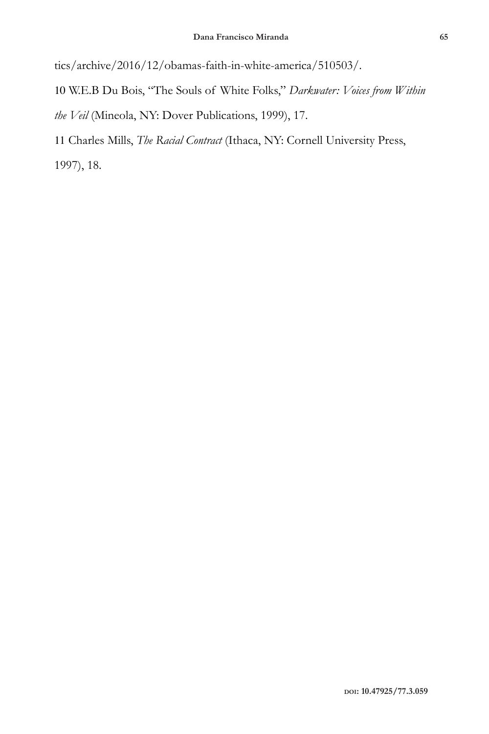tics/archive/2016/12/obamas-faith-in-white-america/510503/.

10 W.E.B Du Bois, "The Souls of White Folks," *Darkwater: Voices from Within the Veil* (Mineola, NY: Dover Publications, 1999), 17.

11 Charles Mills, *The Racial Contract* (Ithaca, NY: Cornell University Press, 1997), 18.